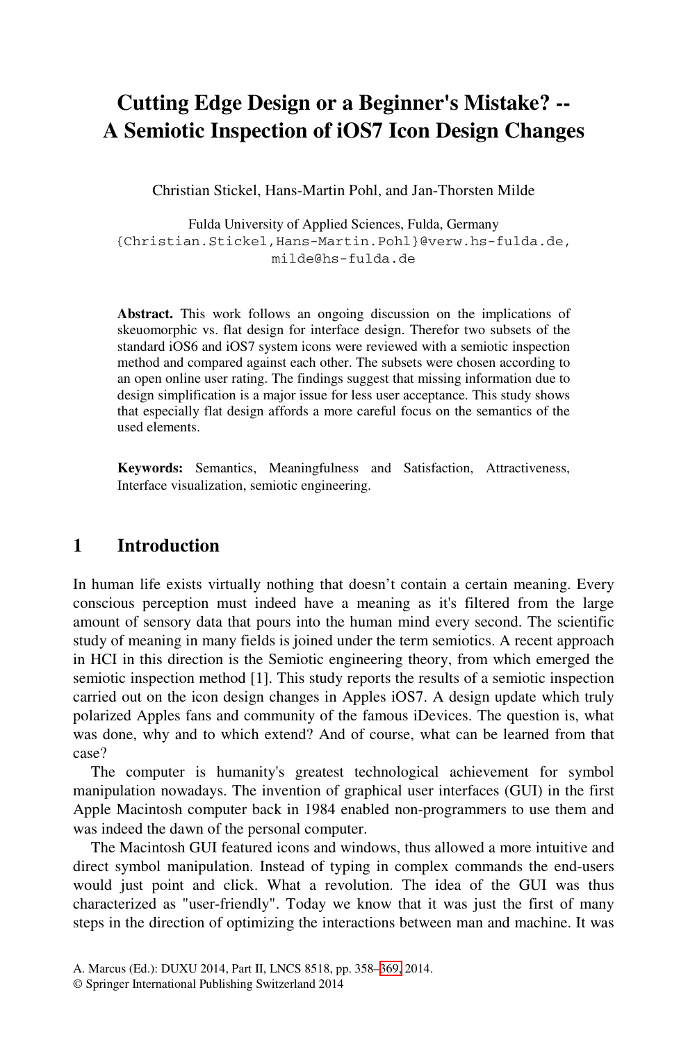# Cutting Edge Design or a Beginner's Mistake? -- A Semiotic Inspection of iOS7 Icon Design Changes

Christian Stickel, Hans-Martin Pohl, and Jan-Thorsten Milde

Fulda University of Applied Sciences, Fulda, Germany
{Christian.Stickel,Hans-Martin.Pohl}@verw.hs-fulda.de,
milde@hs-fulda.de

**Abstract.** This work follows an ongoing discussion on the implications of skeuomorphic vs. flat design for interface design. Therefor two subsets of the standard iOS6 and iOS7 system icons were reviewed with a semiotic inspection method and compared against each other. The subsets were chosen according to an open online user rating. The findings suggest that missing information due to design simplification is a major issue for less user acceptance. This study shows that especially flat design affords a more careful focus on the semantics of the used elements.

**Keywords:** Semantics, Meaningfulness and Satisfaction, Attractiveness, Interface visualization, semiotic engineering.

## 1 Introduction

In human life exists virtually nothing that doesn't contain a certain meaning. Every conscious perception must indeed have a meaning as it's filtered from the large amount of sensory data that pours into the human mind every second. The scientific study of meaning in many fields is joined under the term semiotics. A recent approach in HCI in this direction is the Semiotic engineering theory, from which emerged the semiotic inspection method [1]. This study reports the results of a semiotic inspection carried out on the icon design changes in Apples iOS7. A design update which truly polarized Apples fans and community of the famous iDevices. The question is, what was done, why and to which extend? And of course, what can be learned from that case?

The computer is humanity's greatest technological achievement for symbol manipulation nowadays. The invention of graphical user interfaces (GUI) in the first Apple Macintosh computer back in 1984 enabled non-programmers to use them and was indeed the dawn of the personal computer.

The Macintosh GUI featured icons and windows, thus allowed a more intuitive and direct symbol manipulation. Instead of typing in complex commands the end-users would just point and click. What a revolution. The idea of the GUI was thus characterized as "user-friendly". Today we know that it was just the first of many steps in the direction of optimizing the interactions between man and machine. It was

A. Marcus (Ed.): DUXU 2014, Part II, LNCS 8518, pp. 358–369, 2014.
© Springer International Publishing Switzerland 2014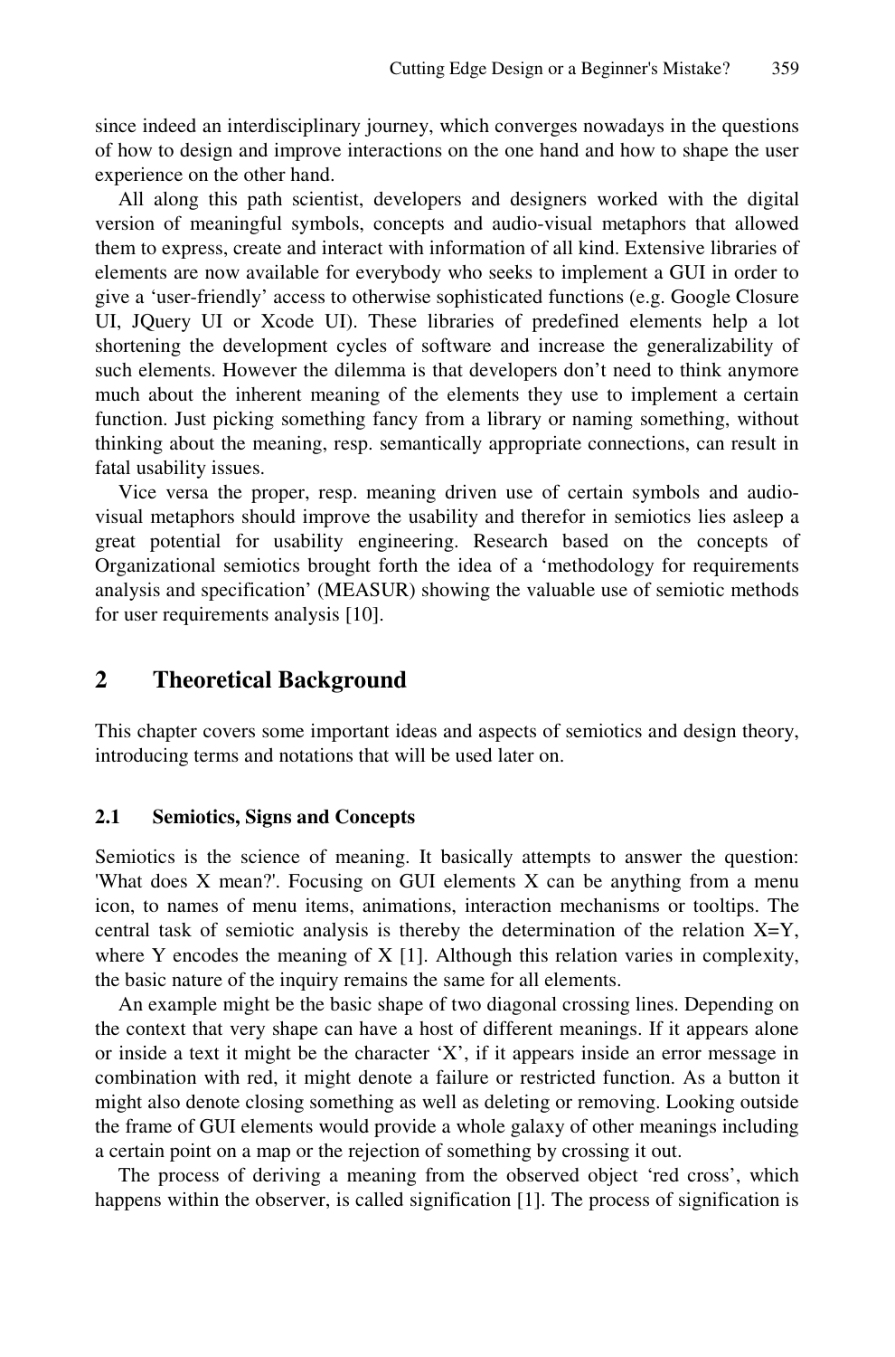since indeed an interdisciplinary journey, which converges nowadays in the questions of how to design and improve interactions on the one hand and how to shape the user experience on the other hand.

All along this path scientist, developers and designers worked with the digital version of meaningful symbols, concepts and audio-visual metaphors that allowed them to express, create and interact with information of all kind. Extensive libraries of elements are now available for everybody who seeks to implement a GUI in order to give a 'user-friendly' access to otherwise sophisticated functions (e.g. Google Closure UI, JQuery UI or Xcode UI). These libraries of predefined elements help a lot shortening the development cycles of software and increase the generalizability of such elements. However the dilemma is that developers don't need to think anymore much about the inherent meaning of the elements they use to implement a certain function. Just picking something fancy from a library or naming something, without thinking about the meaning, resp. semantically appropriate connections, can result in fatal usability issues.

Vice versa the proper, resp. meaning driven use of certain symbols and audio-visual metaphors should improve the usability and therefor in semiotics lies asleep a great potential for usability engineering. Research based on the concepts of Organizational semiotics brought forth the idea of a 'methodology for requirements analysis and specification' (MEASUR) showing the valuable use of semiotic methods for user requirements analysis [10].

## 2 Theoretical Background

This chapter covers some important ideas and aspects of semiotics and design theory, introducing terms and notations that will be used later on.

### 2.1 Semiotics, Signs and Concepts

Semiotics is the science of meaning. It basically attempts to answer the question: 'What does X mean?'. Focusing on GUI elements X can be anything from a menu icon, to names of menu items, animations, interaction mechanisms or tooltips. The central task of semiotic analysis is thereby the determination of the relation X=Y, where Y encodes the meaning of X [1]. Although this relation varies in complexity, the basic nature of the inquiry remains the same for all elements.

An example might be the basic shape of two diagonal crossing lines. Depending on the context that very shape can have a host of different meanings. If it appears alone or inside a text it might be the character 'X', if it appears inside an error message in combination with red, it might denote a failure or restricted function. As a button it might also denote closing something as well as deleting or removing. Looking outside the frame of GUI elements would provide a whole galaxy of other meanings including a certain point on a map or the rejection of something by crossing it out.

The process of deriving a meaning from the observed object 'red cross', which happens within the observer, is called signification [1]. The process of signification is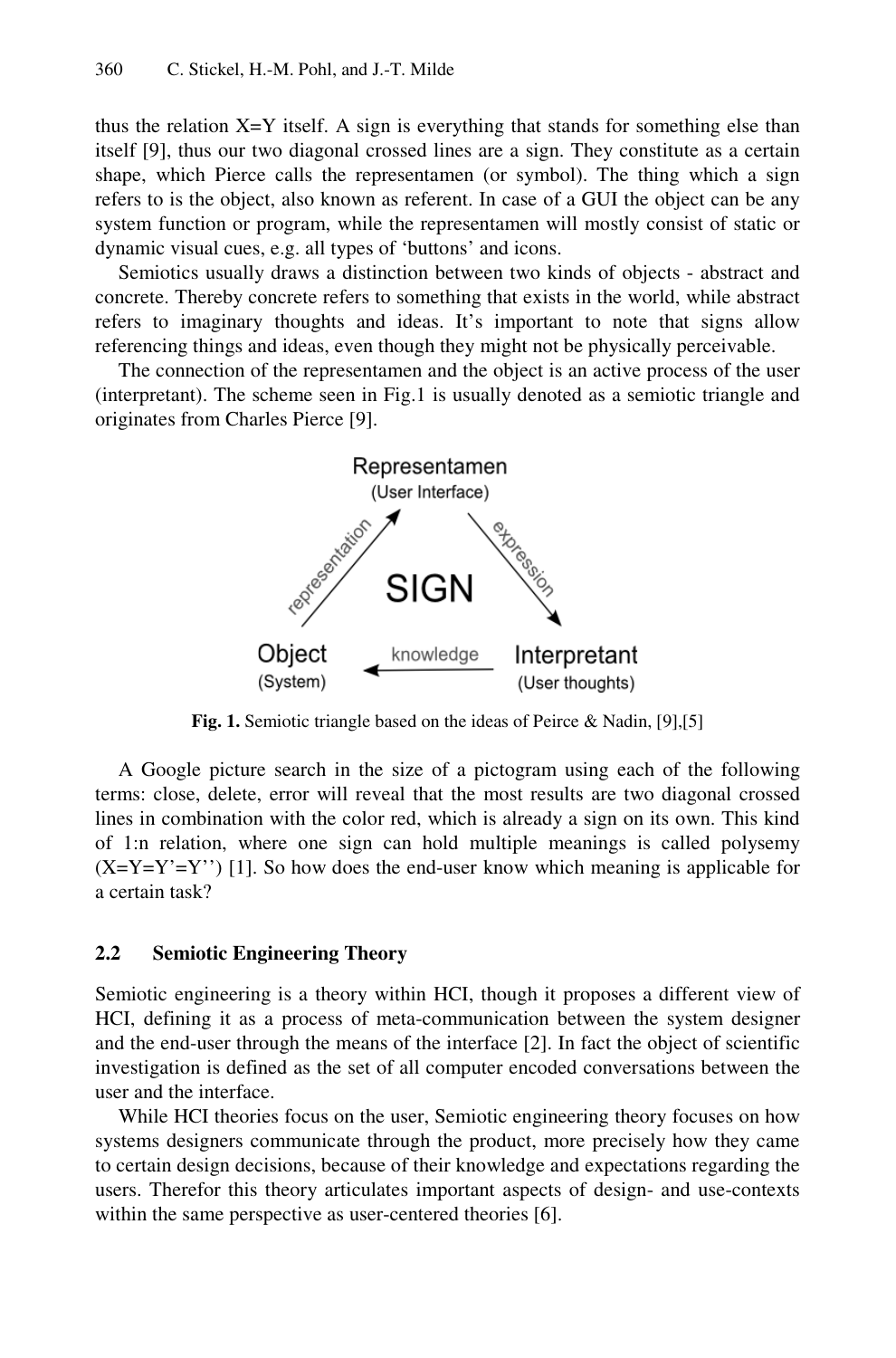thus the relation X=Y itself. A sign is everything that stands for something else than itself [9], thus our two diagonal crossed lines are a sign. They constitute as a certain shape, which Pierce calls the representamen (or symbol). The thing which a sign refers to is the object, also known as referent. In case of a GUI the object can be any system function or program, while the representamen will mostly consist of static or dynamic visual cues, e.g. all types of 'buttons' and icons.

Semiotics usually draws a distinction between two kinds of objects - abstract and concrete. Thereby concrete refers to something that exists in the world, while abstract refers to imaginary thoughts and ideas. It's important to note that signs allow referencing things and ideas, even though they might not be physically perceivable.

The connection of the representamen and the object is an active process of the user (interpretant). The scheme seen in Fig.1 is usually denoted as a semiotic triangle and originates from Charles Pierce [9].

**Fig. 1.** Semiotic triangle based on the ideas of Peirce & Nadin, [9],[5]

A Google picture search in the size of a pictogram using each of the following terms: close, delete, error will reveal that the most results are two diagonal crossed lines in combination with the color red, which is already a sign on its own. This kind of 1:n relation, where one sign can hold multiple meanings is called polysemy (X=Y=Y'=Y'') [1]. So how does the end-user know which meaning is applicable for a certain task?

### 2.2 Semiotic Engineering Theory

Semiotic engineering is a theory within HCI, though it proposes a different view of HCI, defining it as a process of meta-communication between the system designer and the end-user through the means of the interface [2]. In fact the object of scientific investigation is defined as the set of all computer encoded conversations between the user and the interface.

While HCI theories focus on the user, Semiotic engineering theory focuses on how systems designers communicate through the product, more precisely how they came to certain design decisions, because of their knowledge and expectations regarding the users. Therefor this theory articulates important aspects of design- and use-contexts within the same perspective as user-centered theories [6].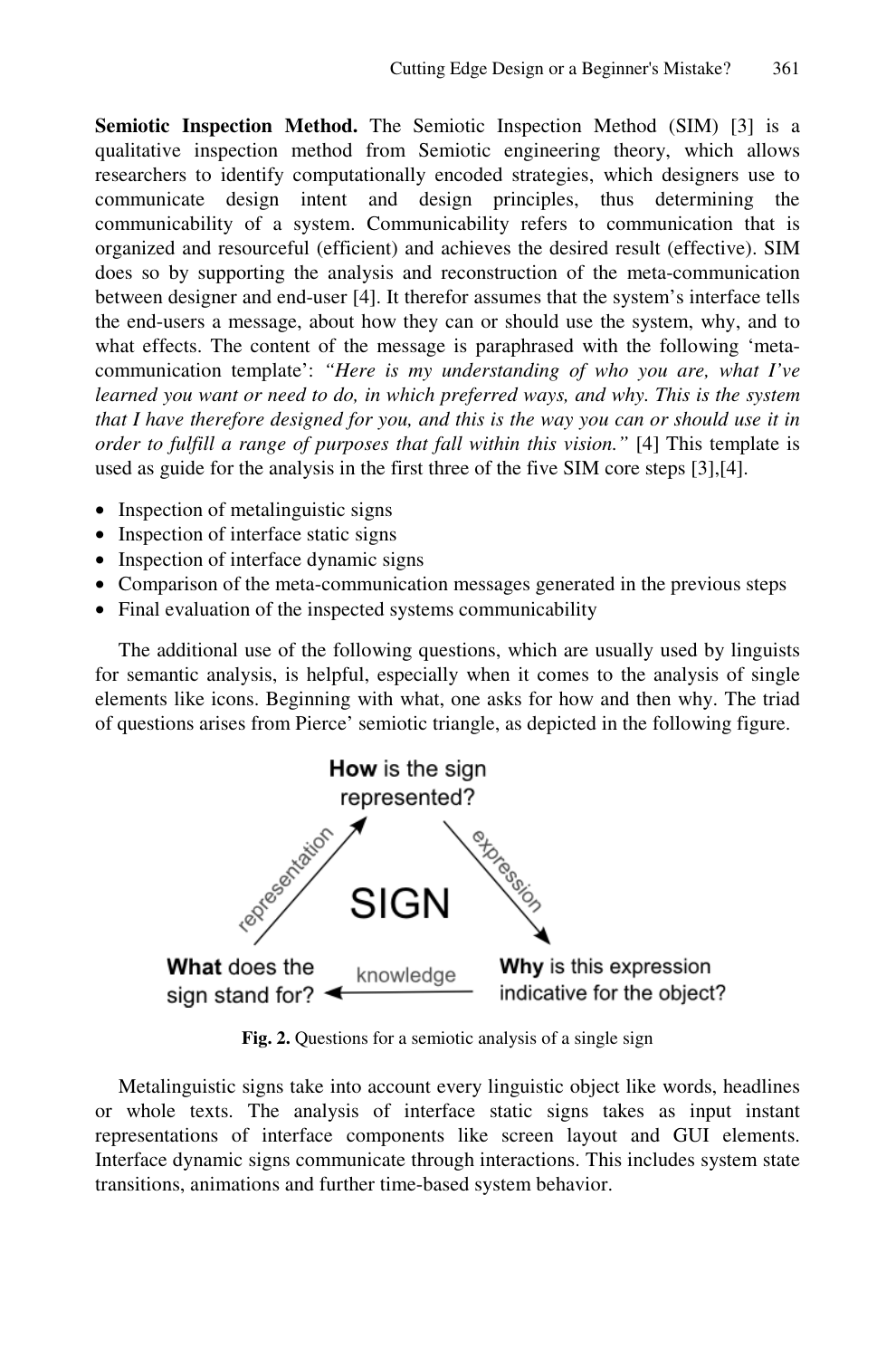**Semiotic Inspection Method.** The Semiotic Inspection Method (SIM) [3] is a qualitative inspection method from Semiotic engineering theory, which allows researchers to identify computationally encoded strategies, which designers use to communicate design intent and design principles, thus determining the communicability of a system. Communicability refers to communication that is organized and resourceful (efficient) and achieves the desired result (effective). SIM does so by supporting the analysis and reconstruction of the meta-communication between designer and end-user [4]. It therefor assumes that the system's interface tells the end-users a message, about how they can or should use the system, why, and to what effects. The content of the message is paraphrased with the following 'meta-communication template': *"Here is my understanding of who you are, what I've learned you want or need to do, in which preferred ways, and why. This is the system that I have therefore designed for you, and this is the way you can or should use it in order to fulfill a range of purposes that fall within this vision."* [4] This template is used as guide for the analysis in the first three of the five SIM core steps [3],[4].

- Inspection of metalinguistic signs
- Inspection of interface static signs
- Inspection of interface dynamic signs
- Comparison of the meta-communication messages generated in the previous steps
- Final evaluation of the inspected systems communicability

The additional use of the following questions, which are usually used by linguists for semantic analysis, is helpful, especially when it comes to the analysis of single elements like icons. Beginning with what, one asks for how and then why. The triad of questions arises from Pierce' semiotic triangle, as depicted in the following figure.

**How** is the sign represented?

representation — SIGN — expression

**What** does the sign stand for? ← knowledge — **Why** is this expression indicative for the object?

**Fig. 2.** Questions for a semiotic analysis of a single sign

Metalinguistic signs take into account every linguistic object like words, headlines or whole texts. The analysis of interface static signs takes as input instant representations of interface components like screen layout and GUI elements. Interface dynamic signs communicate through interactions. This includes system state transitions, animations and further time-based system behavior.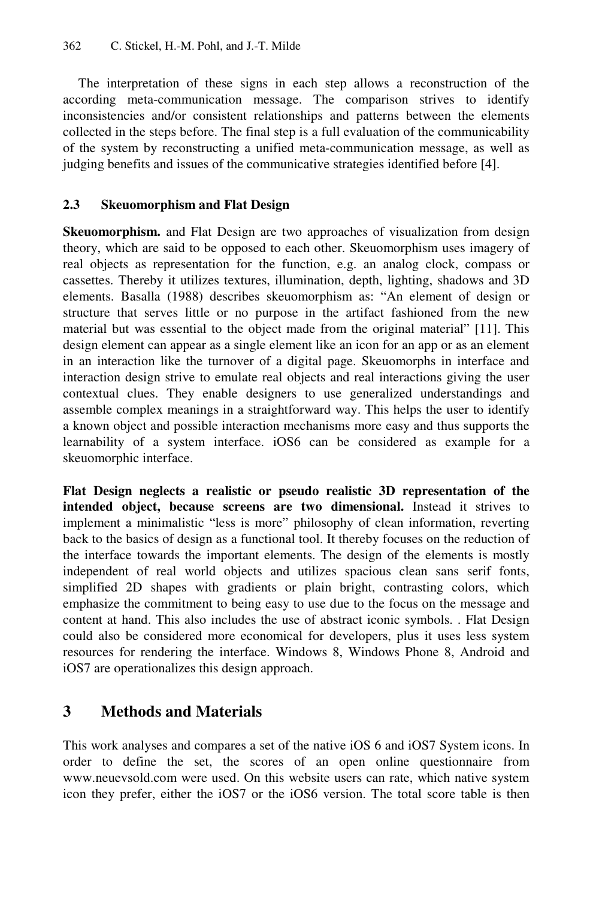The interpretation of these signs in each step allows a reconstruction of the according meta-communication message. The comparison strives to identify inconsistencies and/or consistent relationships and patterns between the elements collected in the steps before. The final step is a full evaluation of the communicability of the system by reconstructing a unified meta-communication message, as well as judging benefits and issues of the communicative strategies identified before [4].

### 2.3 Skeuomorphism and Flat Design

**Skeuomorphism.** and Flat Design are two approaches of visualization from design theory, which are said to be opposed to each other. Skeuomorphism uses imagery of real objects as representation for the function, e.g. an analog clock, compass or cassettes. Thereby it utilizes textures, illumination, depth, lighting, shadows and 3D elements. Basalla (1988) describes skeuomorphism as: "An element of design or structure that serves little or no purpose in the artifact fashioned from the new material but was essential to the object made from the original material" [11]. This design element can appear as a single element like an icon for an app or as an element in an interaction like the turnover of a digital page. Skeuomorphs in interface and interaction design strive to emulate real objects and real interactions giving the user contextual clues. They enable designers to use generalized understandings and assemble complex meanings in a straightforward way. This helps the user to identify a known object and possible interaction mechanisms more easy and thus supports the learnability of a system interface. iOS6 can be considered as example for a skeuomorphic interface.

**Flat Design neglects a realistic or pseudo realistic 3D representation of the intended object, because screens are two dimensional.** Instead it strives to implement a minimalistic "less is more" philosophy of clean information, reverting back to the basics of design as a functional tool. It thereby focuses on the reduction of the interface towards the important elements. The design of the elements is mostly independent of real world objects and utilizes spacious clean sans serif fonts, simplified 2D shapes with gradients or plain bright, contrasting colors, which emphasize the commitment to being easy to use due to the focus on the message and content at hand. This also includes the use of abstract iconic symbols. . Flat Design could also be considered more economical for developers, plus it uses less system resources for rendering the interface. Windows 8, Windows Phone 8, Android and iOS7 are operationalizes this design approach.

## 3 Methods and Materials

This work analyses and compares a set of the native iOS 6 and iOS7 System icons. In order to define the set, the scores of an open online questionnaire from www.neuevsold.com were used. On this website users can rate, which native system icon they prefer, either the iOS7 or the iOS6 version. The total score table is then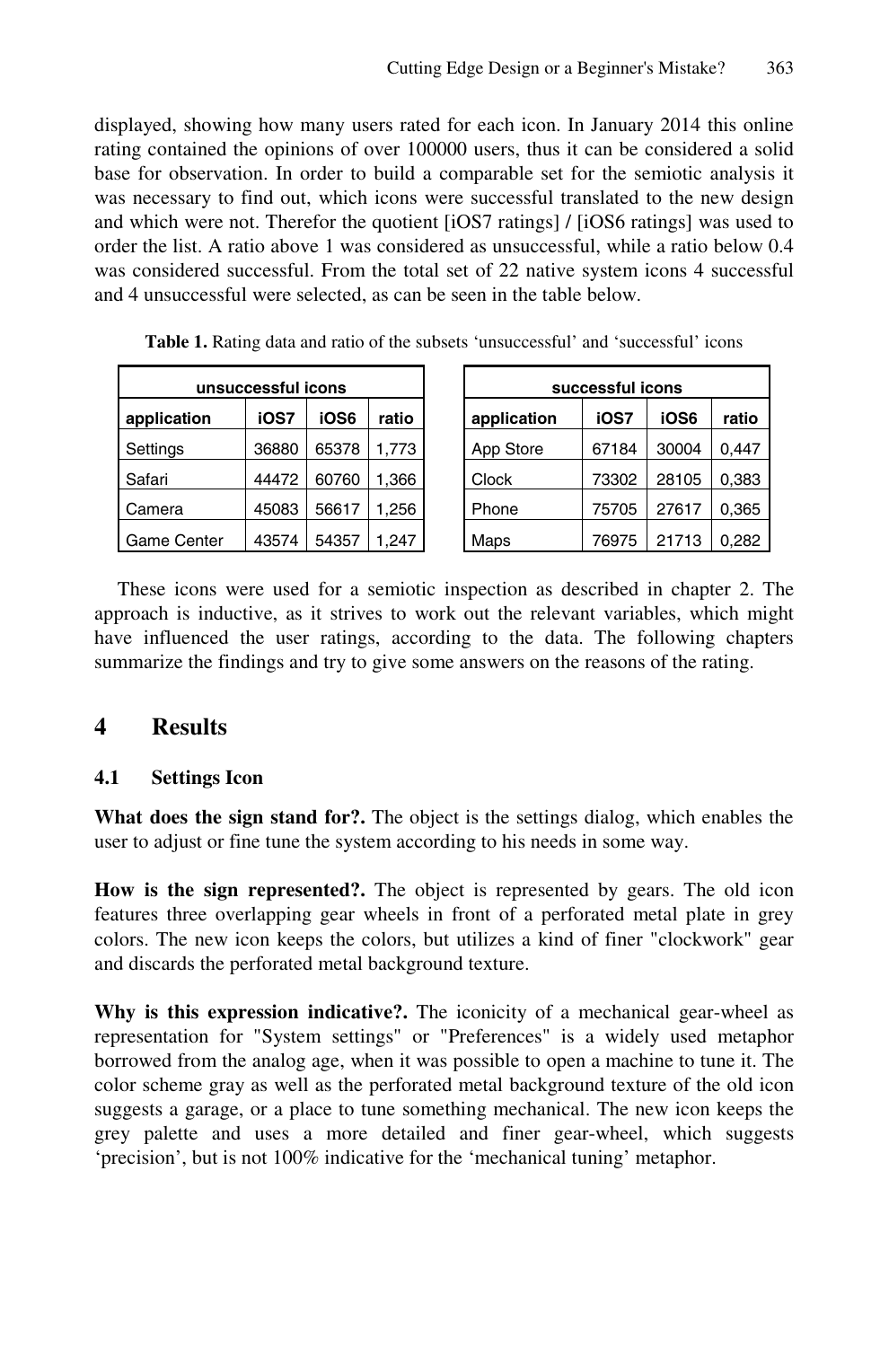displayed, showing how many users rated for each icon. In January 2014 this online rating contained the opinions of over 100000 users, thus it can be considered a solid base for observation. In order to build a comparable set for the semiotic analysis it was necessary to find out, which icons were successful translated to the new design and which were not. Therefor the quotient [iOS7 ratings] / [iOS6 ratings] was used to order the list. A ratio above 1 was considered as unsuccessful, while a ratio below 0.4 was considered successful. From the total set of 22 native system icons 4 successful and 4 unsuccessful were selected, as can be seen in the table below.

**Table 1.** Rating data and ratio of the subsets 'unsuccessful' and 'successful' icons

| unsuccessful icons | | | |
|---|---|---|---|
| **application** | **iOS7** | **iOS6** | **ratio** |
| Settings | 36880 | 65378 | 1,773 |
| Safari | 44472 | 60760 | 1,366 |
| Camera | 45083 | 56617 | 1,256 |
| Game Center | 43574 | 54357 | 1,247 |

| successful icons | | | |
|---|---|---|---|
| **application** | **iOS7** | **iOS6** | **ratio** |
| App Store | 67184 | 30004 | 0,447 |
| Clock | 73302 | 28105 | 0,383 |
| Phone | 75705 | 27617 | 0,365 |
| Maps | 76975 | 21713 | 0,282 |

These icons were used for a semiotic inspection as described in chapter 2. The approach is inductive, as it strives to work out the relevant variables, which might have influenced the user ratings, according to the data. The following chapters summarize the findings and try to give some answers on the reasons of the rating.

## 4 Results

### 4.1 Settings Icon

**What does the sign stand for?.** The object is the settings dialog, which enables the user to adjust or fine tune the system according to his needs in some way.

**How is the sign represented?.** The object is represented by gears. The old icon features three overlapping gear wheels in front of a perforated metal plate in grey colors. The new icon keeps the colors, but utilizes a kind of finer "clockwork" gear and discards the perforated metal background texture.

**Why is this expression indicative?.** The iconicity of a mechanical gear-wheel as representation for "System settings" or "Preferences" is a widely used metaphor borrowed from the analog age, when it was possible to open a machine to tune it. The color scheme gray as well as the perforated metal background texture of the old icon suggests a garage, or a place to tune something mechanical. The new icon keeps the grey palette and uses a more detailed and finer gear-wheel, which suggests 'precision', but is not 100% indicative for the 'mechanical tuning' metaphor.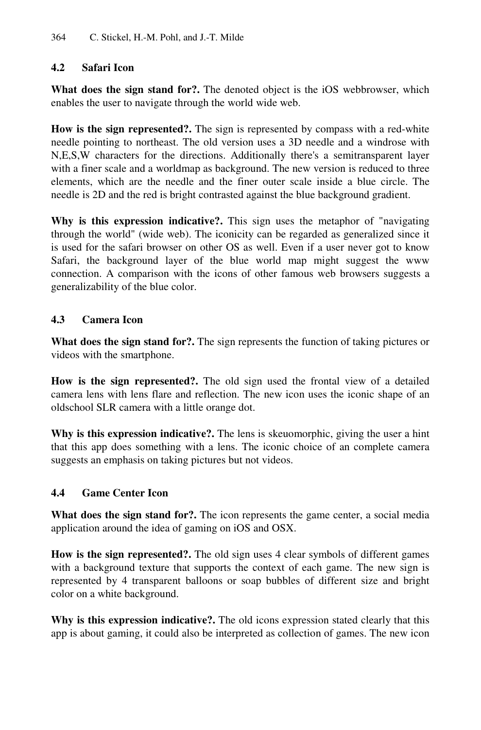### 4.2 Safari Icon

**What does the sign stand for?.** The denoted object is the iOS webbrowser, which enables the user to navigate through the world wide web.

**How is the sign represented?.** The sign is represented by compass with a red-white needle pointing to northeast. The old version uses a 3D needle and a windrose with N,E,S,W characters for the directions. Additionally there's a semitransparent layer with a finer scale and a worldmap as background. The new version is reduced to three elements, which are the needle and the finer outer scale inside a blue circle. The needle is 2D and the red is bright contrasted against the blue background gradient.

**Why is this expression indicative?.** This sign uses the metaphor of "navigating through the world" (wide web). The iconicity can be regarded as generalized since it is used for the safari browser on other OS as well. Even if a user never got to know Safari, the background layer of the blue world map might suggest the www connection. A comparison with the icons of other famous web browsers suggests a generalizability of the blue color.

### 4.3 Camera Icon

**What does the sign stand for?.** The sign represents the function of taking pictures or videos with the smartphone.

**How is the sign represented?.** The old sign used the frontal view of a detailed camera lens with lens flare and reflection. The new icon uses the iconic shape of an oldschool SLR camera with a little orange dot.

**Why is this expression indicative?.** The lens is skeuomorphic, giving the user a hint that this app does something with a lens. The iconic choice of an complete camera suggests an emphasis on taking pictures but not videos.

### 4.4 Game Center Icon

**What does the sign stand for?.** The icon represents the game center, a social media application around the idea of gaming on iOS and OSX.

**How is the sign represented?.** The old sign uses 4 clear symbols of different games with a background texture that supports the context of each game. The new sign is represented by 4 transparent balloons or soap bubbles of different size and bright color on a white background.

**Why is this expression indicative?.** The old icons expression stated clearly that this app is about gaming, it could also be interpreted as collection of games. The new icon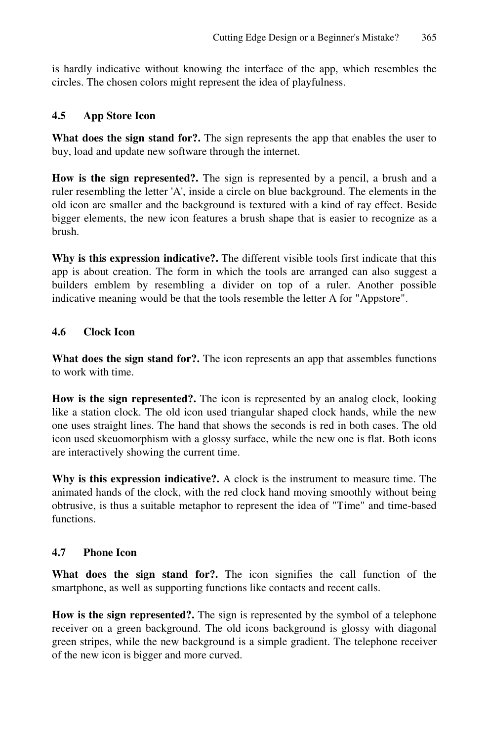is hardly indicative without knowing the interface of the app, which resembles the circles. The chosen colors might represent the idea of playfulness.

### 4.5 App Store Icon

**What does the sign stand for?.** The sign represents the app that enables the user to buy, load and update new software through the internet.

**How is the sign represented?.** The sign is represented by a pencil, a brush and a ruler resembling the letter 'A', inside a circle on blue background. The elements in the old icon are smaller and the background is textured with a kind of ray effect. Beside bigger elements, the new icon features a brush shape that is easier to recognize as a brush.

**Why is this expression indicative?.** The different visible tools first indicate that this app is about creation. The form in which the tools are arranged can also suggest a builders emblem by resembling a divider on top of a ruler. Another possible indicative meaning would be that the tools resemble the letter A for "Appstore".

### 4.6 Clock Icon

**What does the sign stand for?.** The icon represents an app that assembles functions to work with time.

**How is the sign represented?.** The icon is represented by an analog clock, looking like a station clock. The old icon used triangular shaped clock hands, while the new one uses straight lines. The hand that shows the seconds is red in both cases. The old icon used skeuomorphism with a glossy surface, while the new one is flat. Both icons are interactively showing the current time.

**Why is this expression indicative?.** A clock is the instrument to measure time. The animated hands of the clock, with the red clock hand moving smoothly without being obtrusive, is thus a suitable metaphor to represent the idea of "Time" and time-based functions.

### 4.7 Phone Icon

**What does the sign stand for?.** The icon signifies the call function of the smartphone, as well as supporting functions like contacts and recent calls.

**How is the sign represented?.** The sign is represented by the symbol of a telephone receiver on a green background. The old icons background is glossy with diagonal green stripes, while the new background is a simple gradient. The telephone receiver of the new icon is bigger and more curved.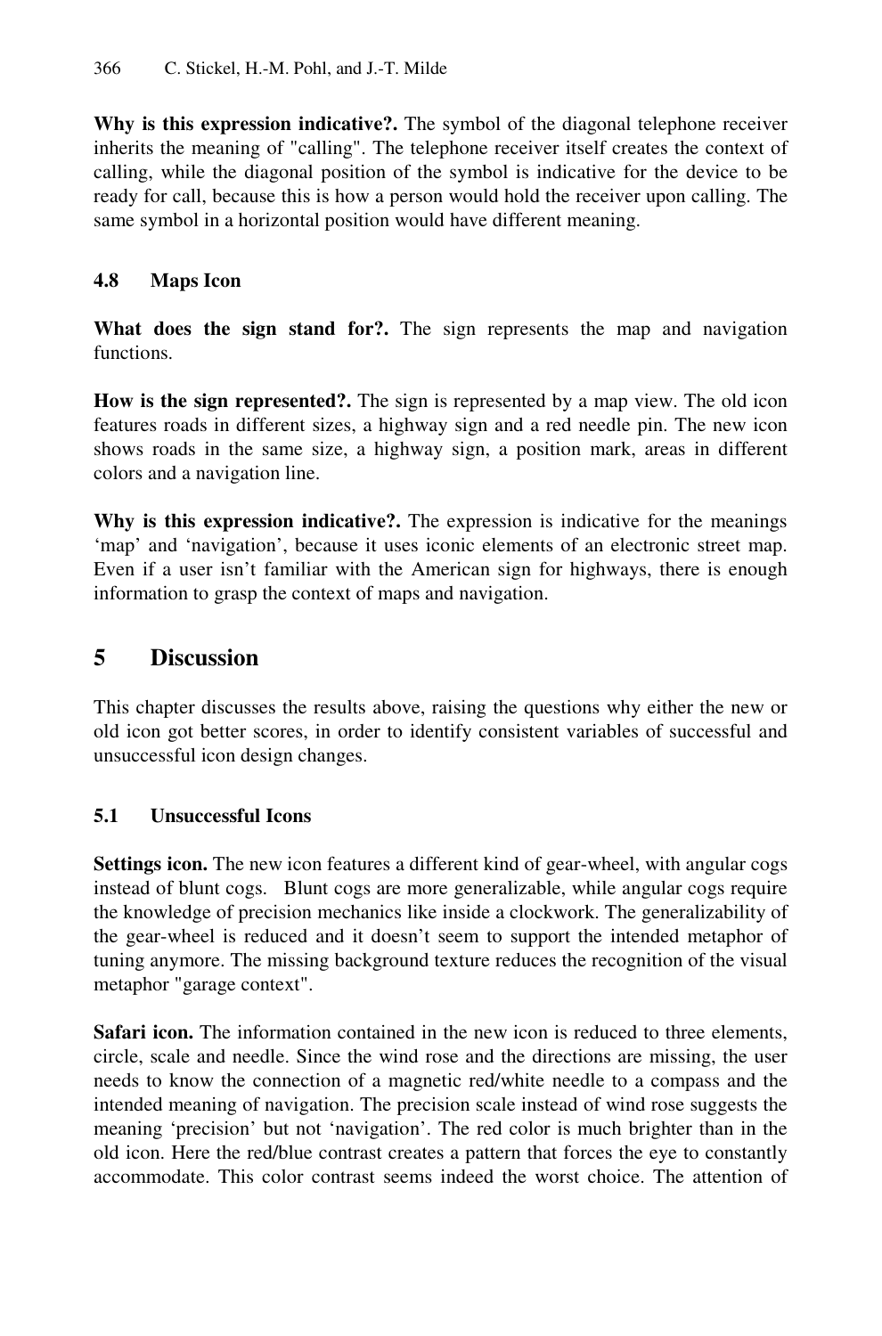**Why is this expression indicative?.** The symbol of the diagonal telephone receiver inherits the meaning of "calling". The telephone receiver itself creates the context of calling, while the diagonal position of the symbol is indicative for the device to be ready for call, because this is how a person would hold the receiver upon calling. The same symbol in a horizontal position would have different meaning.

### 4.8 Maps Icon

**What does the sign stand for?.** The sign represents the map and navigation functions.

**How is the sign represented?.** The sign is represented by a map view. The old icon features roads in different sizes, a highway sign and a red needle pin. The new icon shows roads in the same size, a highway sign, a position mark, areas in different colors and a navigation line.

**Why is this expression indicative?.** The expression is indicative for the meanings 'map' and 'navigation', because it uses iconic elements of an electronic street map. Even if a user isn't familiar with the American sign for highways, there is enough information to grasp the context of maps and navigation.

## 5 Discussion

This chapter discusses the results above, raising the questions why either the new or old icon got better scores, in order to identify consistent variables of successful and unsuccessful icon design changes.

### 5.1 Unsuccessful Icons

**Settings icon.** The new icon features a different kind of gear-wheel, with angular cogs instead of blunt cogs. Blunt cogs are more generalizable, while angular cogs require the knowledge of precision mechanics like inside a clockwork. The generalizability of the gear-wheel is reduced and it doesn't seem to support the intended metaphor of tuning anymore. The missing background texture reduces the recognition of the visual metaphor "garage context".

**Safari icon.** The information contained in the new icon is reduced to three elements, circle, scale and needle. Since the wind rose and the directions are missing, the user needs to know the connection of a magnetic red/white needle to a compass and the intended meaning of navigation. The precision scale instead of wind rose suggests the meaning 'precision' but not 'navigation'. The red color is much brighter than in the old icon. Here the red/blue contrast creates a pattern that forces the eye to constantly accommodate. This color contrast seems indeed the worst choice. The attention of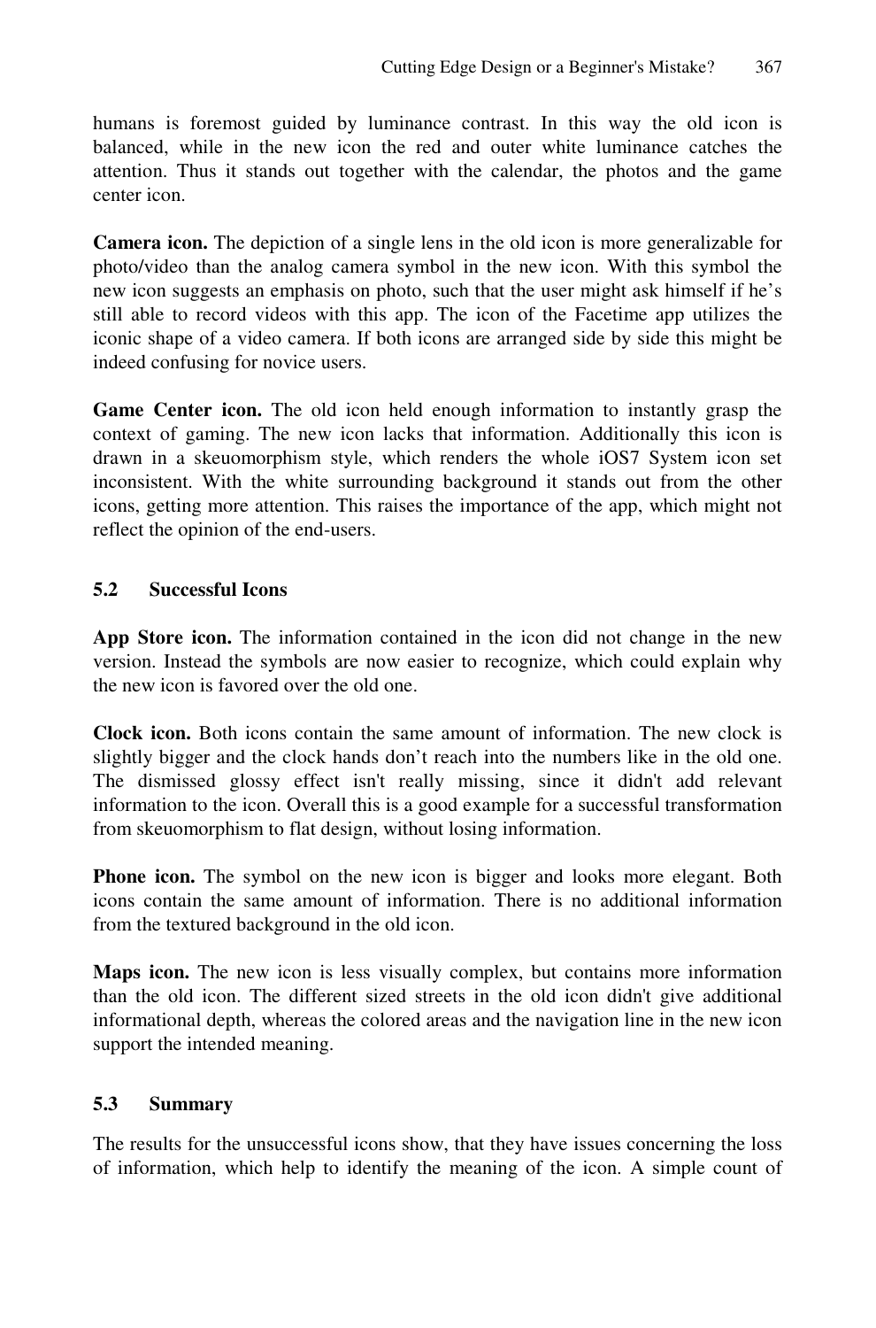humans is foremost guided by luminance contrast. In this way the old icon is balanced, while in the new icon the red and outer white luminance catches the attention. Thus it stands out together with the calendar, the photos and the game center icon.

**Camera icon.** The depiction of a single lens in the old icon is more generalizable for photo/video than the analog camera symbol in the new icon. With this symbol the new icon suggests an emphasis on photo, such that the user might ask himself if he's still able to record videos with this app. The icon of the Facetime app utilizes the iconic shape of a video camera. If both icons are arranged side by side this might be indeed confusing for novice users.

**Game Center icon.** The old icon held enough information to instantly grasp the context of gaming. The new icon lacks that information. Additionally this icon is drawn in a skeuomorphism style, which renders the whole iOS7 System icon set inconsistent. With the white surrounding background it stands out from the other icons, getting more attention. This raises the importance of the app, which might not reflect the opinion of the end-users.

### 5.2 Successful Icons

**App Store icon.** The information contained in the icon did not change in the new version. Instead the symbols are now easier to recognize, which could explain why the new icon is favored over the old one.

**Clock icon.** Both icons contain the same amount of information. The new clock is slightly bigger and the clock hands don't reach into the numbers like in the old one. The dismissed glossy effect isn't really missing, since it didn't add relevant information to the icon. Overall this is a good example for a successful transformation from skeuomorphism to flat design, without losing information.

**Phone icon.** The symbol on the new icon is bigger and looks more elegant. Both icons contain the same amount of information. There is no additional information from the textured background in the old icon.

**Maps icon.** The new icon is less visually complex, but contains more information than the old icon. The different sized streets in the old icon didn't give additional informational depth, whereas the colored areas and the navigation line in the new icon support the intended meaning.

### 5.3 Summary

The results for the unsuccessful icons show, that they have issues concerning the loss of information, which help to identify the meaning of the icon. A simple count of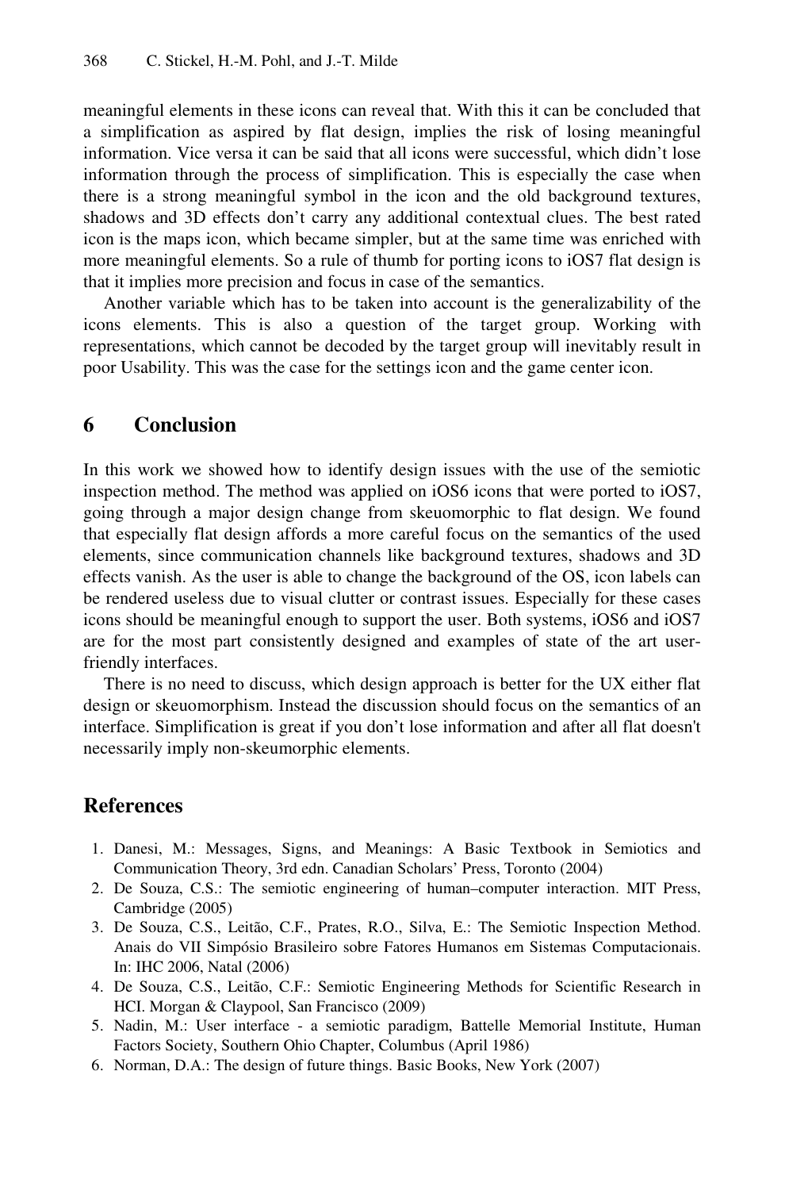meaningful elements in these icons can reveal that. With this it can be concluded that a simplification as aspired by flat design, implies the risk of losing meaningful information. Vice versa it can be said that all icons were successful, which didn't lose information through the process of simplification. This is especially the case when there is a strong meaningful symbol in the icon and the old background textures, shadows and 3D effects don't carry any additional contextual clues. The best rated icon is the maps icon, which became simpler, but at the same time was enriched with more meaningful elements. So a rule of thumb for porting icons to iOS7 flat design is that it implies more precision and focus in case of the semantics.

Another variable which has to be taken into account is the generalizability of the icons elements. This is also a question of the target group. Working with representations, which cannot be decoded by the target group will inevitably result in poor Usability. This was the case for the settings icon and the game center icon.

## 6 Conclusion

In this work we showed how to identify design issues with the use of the semiotic inspection method. The method was applied on iOS6 icons that were ported to iOS7, going through a major design change from skeuomorphic to flat design. We found that especially flat design affords a more careful focus on the semantics of the used elements, since communication channels like background textures, shadows and 3D effects vanish. As the user is able to change the background of the OS, icon labels can be rendered useless due to visual clutter or contrast issues. Especially for these cases icons should be meaningful enough to support the user. Both systems, iOS6 and iOS7 are for the most part consistently designed and examples of state of the art user-friendly interfaces.

There is no need to discuss, which design approach is better for the UX either flat design or skeuomorphism. Instead the discussion should focus on the semantics of an interface. Simplification is great if you don't lose information and after all flat doesn't necessarily imply non-skeumorphic elements.

## References

1. Danesi, M.: Messages, Signs, and Meanings: A Basic Textbook in Semiotics and Communication Theory, 3rd edn. Canadian Scholars' Press, Toronto (2004)
2. De Souza, C.S.: The semiotic engineering of human–computer interaction. MIT Press, Cambridge (2005)
3. De Souza, C.S., Leitão, C.F., Prates, R.O., Silva, E.: The Semiotic Inspection Method. Anais do VII Simpósio Brasileiro sobre Fatores Humanos em Sistemas Computacionais. In: IHC 2006, Natal (2006)
4. De Souza, C.S., Leitão, C.F.: Semiotic Engineering Methods for Scientific Research in HCI. Morgan & Claypool, San Francisco (2009)
5. Nadin, M.: User interface - a semiotic paradigm, Battelle Memorial Institute, Human Factors Society, Southern Ohio Chapter, Columbus (April 1986)
6. Norman, D.A.: The design of future things. Basic Books, New York (2007)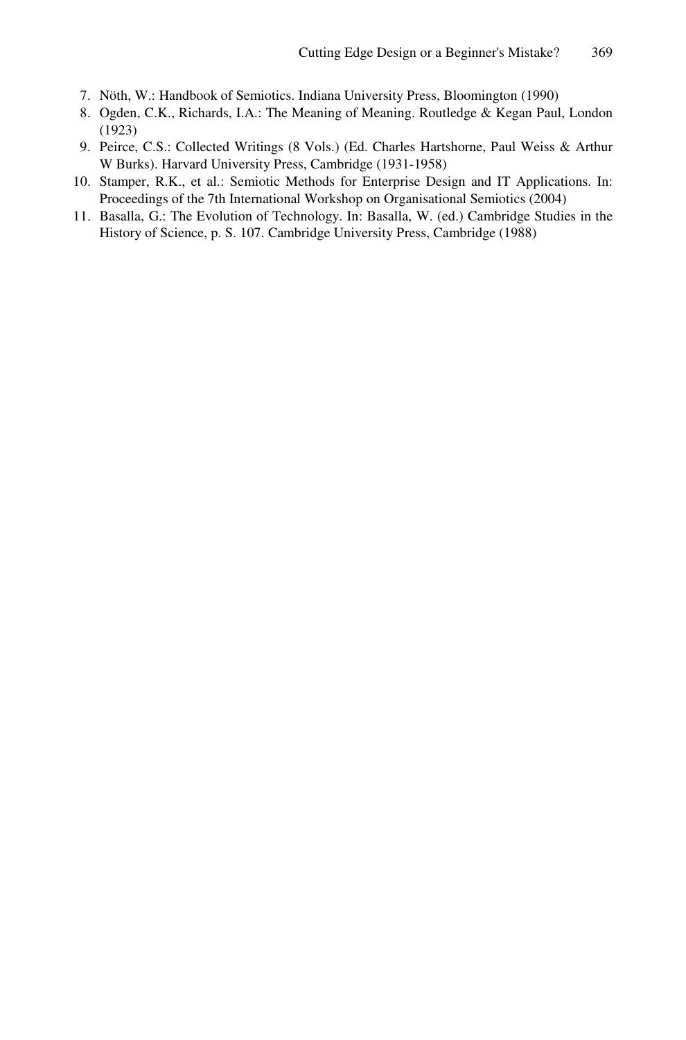7. Nöth, W.: Handbook of Semiotics. Indiana University Press, Bloomington (1990)
8. Ogden, C.K., Richards, I.A.: The Meaning of Meaning. Routledge & Kegan Paul, London (1923)
9. Peirce, C.S.: Collected Writings (8 Vols.) (Ed. Charles Hartshorne, Paul Weiss & Arthur W Burks). Harvard University Press, Cambridge (1931-1958)
10. Stamper, R.K., et al.: Semiotic Methods for Enterprise Design and IT Applications. In: Proceedings of the 7th International Workshop on Organisational Semiotics (2004)
11. Basalla, G.: The Evolution of Technology. In: Basalla, W. (ed.) Cambridge Studies in the History of Science, p. S. 107. Cambridge University Press, Cambridge (1988)